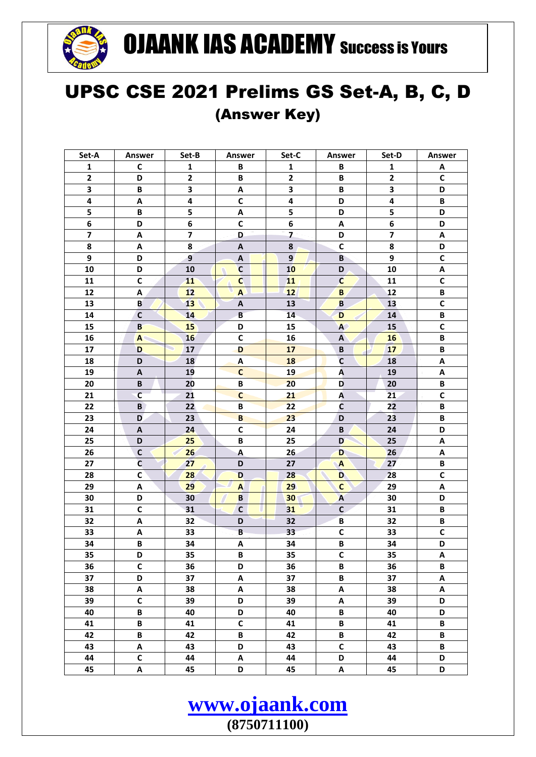# OJAANK IAS ACADEMY Success is Yours

# UPSC CSE 2021 Prelims GS Set-A, B, C, D

## (Answer Key)

| Set-A | Answer | Set-B | Answer | Set-C | Answer | Set-D | Answer |
|---|---|---|---|---|---|---|---|
| 1 | C | 1 | B | 1 | B | 1 | A |
| 2 | D | 2 | B | 2 | B | 2 | C |
| 3 | B | 3 | A | 3 | B | 3 | D |
| 4 | A | 4 | C | 4 | D | 4 | B |
| 5 | B | 5 | A | 5 | D | 5 | D |
| 6 | D | 6 | C | 6 | A | 6 | D |
| 7 | A | 7 | D | 7 | D | 7 | A |
| 8 | A | 8 | A | 8 | C | 8 | D |
| 9 | D | 9 | A | 9 | B | 9 | C |
| 10 | D | 10 | C | 10 | D | 10 | A |
| 11 | C | 11 | C | 11 | C | 11 | C |
| 12 | A | 12 | A | 12 | B | 12 | B |
| 13 | B | 13 | A | 13 | B | 13 | C |
| 14 | C | 14 | B | 14 | D | 14 | B |
| 15 | B | 15 | D | 15 | A | 15 | C |
| 16 | A | 16 | C | 16 | A | 16 | B |
| 17 | D | 17 | D | 17 | B | 17 | B |
| 18 | D | 18 | A | 18 | C | 18 | A |
| 19 | A | 19 | C | 19 | A | 19 | A |
| 20 | B | 20 | B | 20 | D | 20 | B |
| 21 | C | 21 | C | 21 | A | 21 | C |
| 22 | B | 22 | B | 22 | C | 22 | B |
| 23 | D | 23 | B | 23 | D | 23 | B |
| 24 | A | 24 | C | 24 | B | 24 | D |
| 25 | D | 25 | B | 25 | D | 25 | A |
| 26 | C | 26 | A | 26 | D | 26 | A |
| 27 | C | 27 | D | 27 | A | 27 | B |
| 28 | C | 28 | D | 28 | D | 28 | C |
| 29 | A | 29 | A | 29 | C | 29 | A |
| 30 | D | 30 | B | 30 | A | 30 | D |
| 31 | C | 31 | C | 31 | C | 31 | B |
| 32 | A | 32 | D | 32 | B | 32 | B |
| 33 | A | 33 | B | 33 | C | 33 | C |
| 34 | B | 34 | A | 34 | B | 34 | D |
| 35 | D | 35 | B | 35 | C | 35 | A |
| 36 | C | 36 | D | 36 | B | 36 | B |
| 37 | D | 37 | A | 37 | B | 37 | A |
| 38 | A | 38 | A | 38 | A | 38 | A |
| 39 | C | 39 | D | 39 | A | 39 | D |
| 40 | B | 40 | D | 40 | B | 40 | D |
| 41 | B | 41 | C | 41 | B | 41 | B |
| 42 | B | 42 | B | 42 | B | 42 | B |
| 43 | A | 43 | D | 43 | C | 43 | B |
| 44 | C | 44 | A | 44 | D | 44 | D |
| 45 | A | 45 | D | 45 | A | 45 | D |

www.ojaank.com
(8750711100)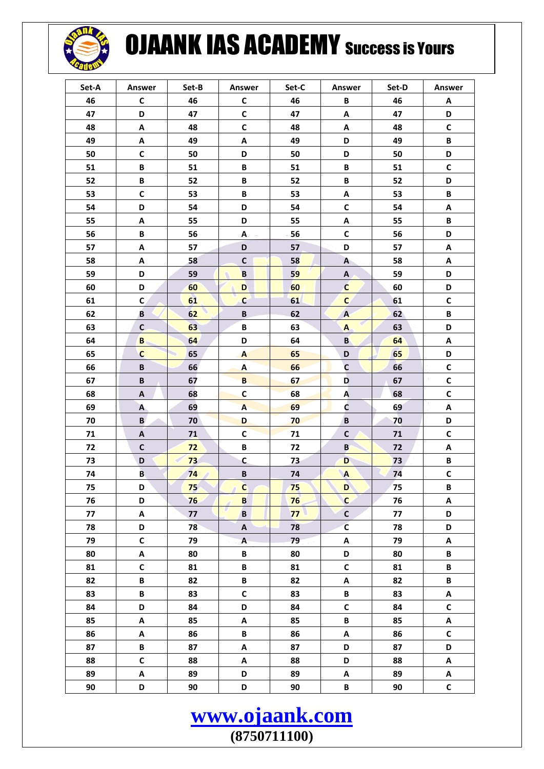# OJAANK IAS ACADEMY Success is Yours

| Set-A | Answer | Set-B | Answer | Set-C | Answer | Set-D | Answer |
|---|---|---|---|---|---|---|---|
| 46 | C | 46 | C | 46 | B | 46 | A |
| 47 | D | 47 | C | 47 | A | 47 | D |
| 48 | A | 48 | C | 48 | A | 48 | C |
| 49 | A | 49 | A | 49 | D | 49 | B |
| 50 | C | 50 | D | 50 | D | 50 | D |
| 51 | B | 51 | B | 51 | B | 51 | C |
| 52 | B | 52 | B | 52 | B | 52 | D |
| 53 | C | 53 | B | 53 | A | 53 | B |
| 54 | D | 54 | D | 54 | C | 54 | A |
| 55 | A | 55 | D | 55 | A | 55 | B |
| 56 | B | 56 | A | 56 | C | 56 | D |
| 57 | A | 57 | D | 57 | D | 57 | A |
| 58 | A | 58 | C | 58 | A | 58 | A |
| 59 | D | 59 | B | 59 | A | 59 | D |
| 60 | D | 60 | D | 60 | C | 60 | D |
| 61 | C | 61 | C | 61 | C | 61 | C |
| 62 | B | 62 | B | 62 | A | 62 | B |
| 63 | C | 63 | B | 63 | A | 63 | D |
| 64 | B | 64 | D | 64 | B | 64 | A |
| 65 | C | 65 | A | 65 | D | 65 | D |
| 66 | B | 66 | A | 66 | C | 66 | C |
| 67 | B | 67 | B | 67 | D | 67 | C |
| 68 | A | 68 | C | 68 | A | 68 | C |
| 69 | A | 69 | A | 69 | C | 69 | A |
| 70 | B | 70 | D | 70 | B | 70 | D |
| 71 | A | 71 | C | 71 | C | 71 | C |
| 72 | C | 72 | B | 72 | B | 72 | A |
| 73 | D | 73 | C | 73 | D | 73 | B |
| 74 | B | 74 | B | 74 | A | 74 | C |
| 75 | D | 75 | C | 75 | D | 75 | B |
| 76 | D | 76 | B | 76 | C | 76 | A |
| 77 | A | 77 | B | 77 | C | 77 | D |
| 78 | D | 78 | A | 78 | C | 78 | D |
| 79 | C | 79 | A | 79 | A | 79 | A |
| 80 | A | 80 | B | 80 | D | 80 | B |
| 81 | C | 81 | B | 81 | C | 81 | B |
| 82 | B | 82 | B | 82 | A | 82 | B |
| 83 | B | 83 | C | 83 | B | 83 | A |
| 84 | D | 84 | D | 84 | C | 84 | C |
| 85 | A | 85 | A | 85 | B | 85 | A |
| 86 | A | 86 | B | 86 | A | 86 | C |
| 87 | B | 87 | A | 87 | D | 87 | D |
| 88 | C | 88 | A | 88 | D | 88 | A |
| 89 | A | 89 | D | 89 | A | 89 | A |
| 90 | D | 90 | D | 90 | B | 90 | C |

**www.ojaank.com**

**(8750711100)**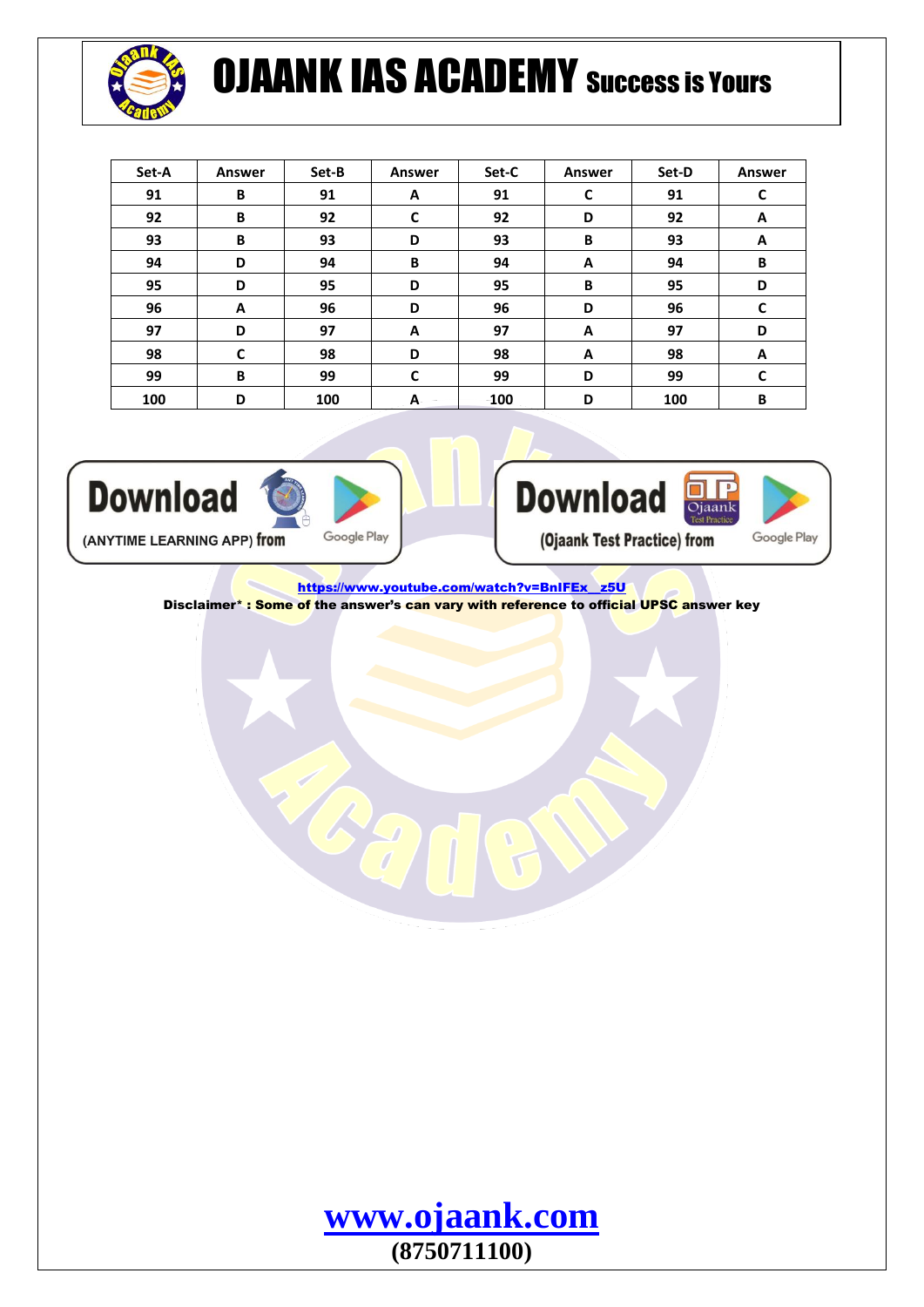| Set-A | Answer | Set-B | Answer | Set-C | Answer | Set-D | Answer |
|---|---|---|---|---|---|---|---|
| 91 | B | 91 | A | 91 | C | 91 | C |
| 92 | B | 92 | C | 92 | D | 92 | A |
| 93 | B | 93 | D | 93 | B | 93 | A |
| 94 | D | 94 | B | 94 | A | 94 | B |
| 95 | D | 95 | D | 95 | B | 95 | D |
| 96 | A | 96 | D | 96 | D | 96 | C |
| 97 | D | 97 | A | 97 | A | 97 | D |
| 98 | C | 98 | D | 98 | A | 98 | A |
| 99 | B | 99 | C | 99 | D | 99 | C |
| 100 | D | 100 | A | 100 | D | 100 | B |

**Download** (ANYTIME LEARNING APP) from Google Play

**Download** (Ojaank Test Practice) from Google Play

https://www.youtube.com/watch?v=BnIFEx__z5U

**Disclaimer* : Some of the answer's can vary with reference to official UPSC answer key**

**www.ojaank.com**

**(8750711100)**